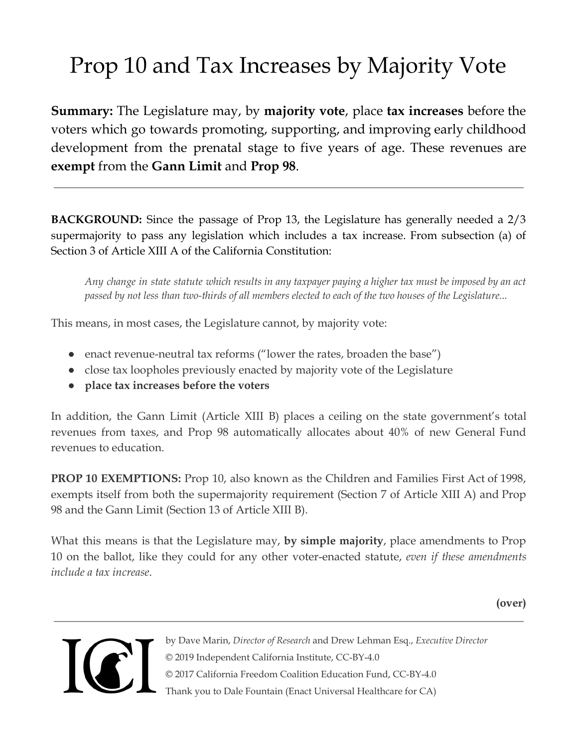# Prop 10 and Tax Increases by Majority Vote

**Summary:** The Legislature may, by **majority vote**, place **tax increases** before the voters which go towards promoting, supporting, and improving early childhood development from the prenatal stage to five years of age. These revenues are **exempt** from the **Gann Limit** and **Prop 98**.

---

**BACKGROUND:** Since the passage of Prop 13, the Legislature has generally needed a 2/3 supermajority to pass any legislation which includes a tax increase. From subsection (a) of Section 3 of Article XIII A of the California Constitution:

> *Any change in state statute which results in any taxpayer paying a higher tax must be imposed by an act passed by not less than two-thirds of all members elected to each of the two houses of the Legislature...*

This means, in most cases, the Legislature cannot, by majority vote:

- enact revenue-neutral tax reforms ("lower the rates, broaden the base")
- close tax loopholes previously enacted by majority vote of the Legislature
- **place tax increases before the voters**

In addition, the Gann Limit (Article XIII B) places a ceiling on the state government's total revenues from taxes, and Prop 98 automatically allocates about 40% of new General Fund revenues to education.

**PROP 10 EXEMPTIONS:** Prop 10, also known as the Children and Families First Act of 1998, exempts itself from both the supermajority requirement (Section 7 of Article XIII A) and Prop 98 and the Gann Limit (Section 13 of Article XIII B).

What this means is that the Legislature may, **by simple majority**, place amendments to Prop 10 on the ballot, like they could for any other voter-enacted statute, *even if these amendments include a tax increase.*

**(over)**

---

ICI

by Dave Marin, *Director of Research* and Drew Lehman Esq., *Executive Director*

© 2019 Independent California Institute, CC-BY-4.0

© 2017 California Freedom Coalition Education Fund, CC-BY-4.0

Thank you to Dale Fountain (Enact Universal Healthcare for CA)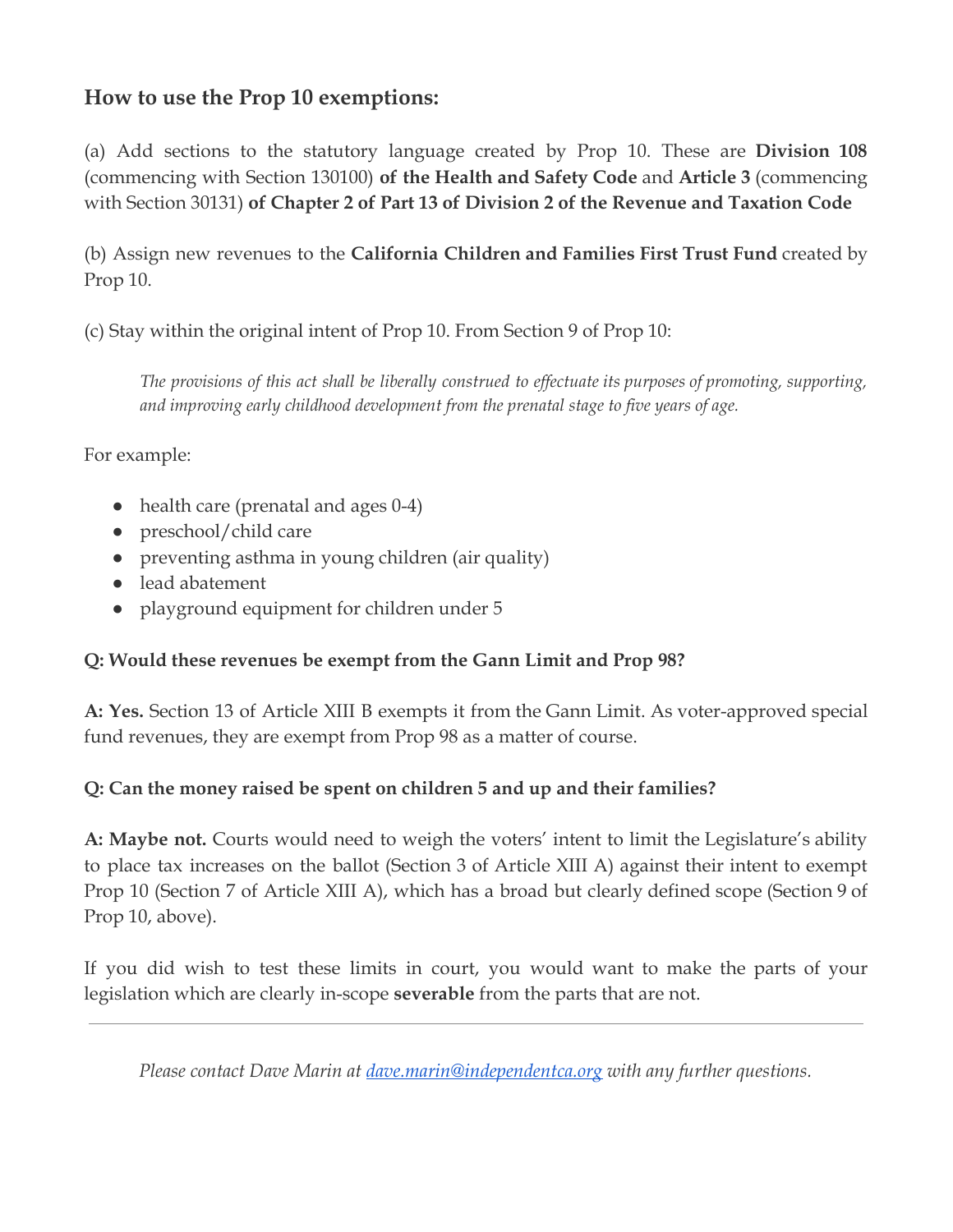## How to use the Prop 10 exemptions:

(a) Add sections to the statutory language created by Prop 10. These are **Division 108** (commencing with Section 130100) **of the Health and Safety Code** and **Article 3** (commencing with Section 30131) **of Chapter 2 of Part 13 of Division 2 of the Revenue and Taxation Code**

(b) Assign new revenues to the **California Children and Families First Trust Fund** created by Prop 10.

(c) Stay within the original intent of Prop 10. From Section 9 of Prop 10:

> *The provisions of this act shall be liberally construed to effectuate its purposes of promoting, supporting, and improving early childhood development from the prenatal stage to five years of age.*

For example:

- health care (prenatal and ages 0-4)
- preschool/child care
- preventing asthma in young children (air quality)
- lead abatement
- playground equipment for children under 5

**Q: Would these revenues be exempt from the Gann Limit and Prop 98?**

**A: Yes.** Section 13 of Article XIII B exempts it from the Gann Limit. As voter-approved special fund revenues, they are exempt from Prop 98 as a matter of course.

**Q: Can the money raised be spent on children 5 and up and their families?**

**A: Maybe not.** Courts would need to weigh the voters' intent to limit the Legislature's ability to place tax increases on the ballot (Section 3 of Article XIII A) against their intent to exempt Prop 10 (Section 7 of Article XIII A), which has a broad but clearly defined scope (Section 9 of Prop 10, above).

If you did wish to test these limits in court, you would want to make the parts of your legislation which are clearly in-scope **severable** from the parts that are not.

---

*Please contact Dave Marin at [dave.marin@independentca.org](mailto:dave.marin@independentca.org) with any further questions.*